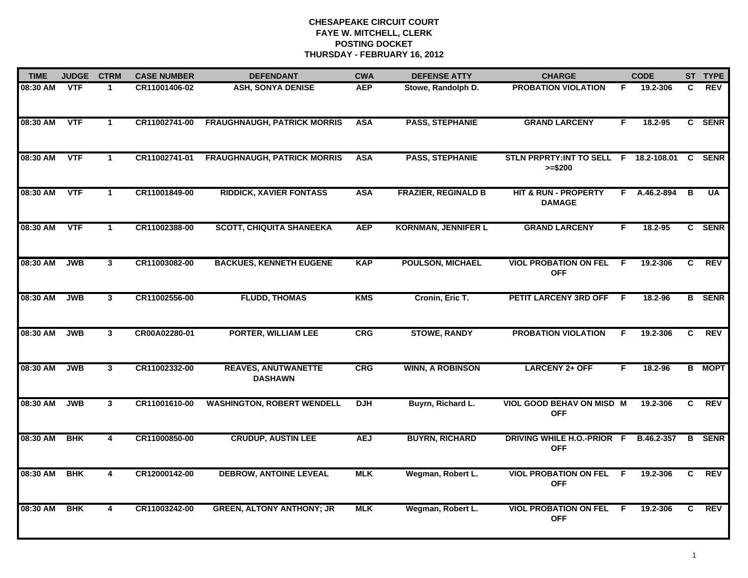# CHESAPEAKE CIRCUIT COURT
## FAYE W. MITCHELL, CLERK
## POSTING DOCKET
## THURSDAY - FEBRUARY 16, 2012

| TIME | JUDGE | CTRM | CASE NUMBER | DEFENDANT | CWA | DEFENSE ATTY | CHARGE | | CODE | ST | TYPE |
|---|---|---|---|---|---|---|---|---|---|---|---|
| 08:30 AM | VTF | 1 | CR11001406-02 | ASH, SONYA DENISE | AEP | Stowe, Randolph D. | PROBATION VIOLATION | F | 19.2-306 | C | REV |
| 08:30 AM | VTF | 1 | CR11002741-00 | FRAUGHNAUGH, PATRICK MORRIS | ASA | PASS, STEPHANIE | GRAND LARCENY | F | 18.2-95 | C | SENR |
| 08:30 AM | VTF | 1 | CR11002741-01 | FRAUGHNAUGH, PATRICK MORRIS | ASA | PASS, STEPHANIE | STLN PRPRTY:INT TO SELL >=$200 | F | 18.2-108.01 | C | SENR |
| 08:30 AM | VTF | 1 | CR11001849-00 | RIDDICK, XAVIER FONTASS | ASA | FRAZIER, REGINALD B | HIT & RUN - PROPERTY DAMAGE | F | A.46.2-894 | B | UA |
| 08:30 AM | VTF | 1 | CR11002388-00 | SCOTT, CHIQUITA SHANEEKA | AEP | KORNMAN, JENNIFER L | GRAND LARCENY | F | 18.2-95 | C | SENR |
| 08:30 AM | JWB | 3 | CR11003082-00 | BACKUES, KENNETH EUGENE | KAP | POULSON, MICHAEL | VIOL PROBATION ON FEL OFF | F | 19.2-306 | C | REV |
| 08:30 AM | JWB | 3 | CR11002556-00 | FLUDD, THOMAS | KMS | Cronin, Eric T. | PETIT LARCENY 3RD OFF | F | 18.2-96 | B | SENR |
| 08:30 AM | JWB | 3 | CR00A02280-01 | PORTER, WILLIAM LEE | CRG | STOWE, RANDY | PROBATION VIOLATION | F | 19.2-306 | C | REV |
| 08:30 AM | JWB | 3 | CR11002332-00 | REAVES, ANUTWANETTE DASHAWN | CRG | WINN, A ROBINSON | LARCENY 2+ OFF | F | 18.2-96 | B | MOPT |
| 08:30 AM | JWB | 3 | CR11001610-00 | WASHINGTON, ROBERT WENDELL | DJH | Buyrn, Richard L. | VIOL GOOD BEHAV ON MISD OFF | M | 19.2-306 | C | REV |
| 08:30 AM | BHK | 4 | CR11000850-00 | CRUDUP, AUSTIN LEE | AEJ | BUYRN, RICHARD | DRIVING WHILE H.O.-PRIOR OFF | F | B.46.2-357 | B | SENR |
| 08:30 AM | BHK | 4 | CR12000142-00 | DEBROW, ANTOINE LEVEAL | MLK | Wegman, Robert L. | VIOL PROBATION ON FEL OFF | F | 19.2-306 | C | REV |
| 08:30 AM | BHK | 4 | CR11003242-00 | GREEN, ALTONY ANTHONY; JR | MLK | Wegman, Robert L. | VIOL PROBATION ON FEL OFF | F | 19.2-306 | C | REV |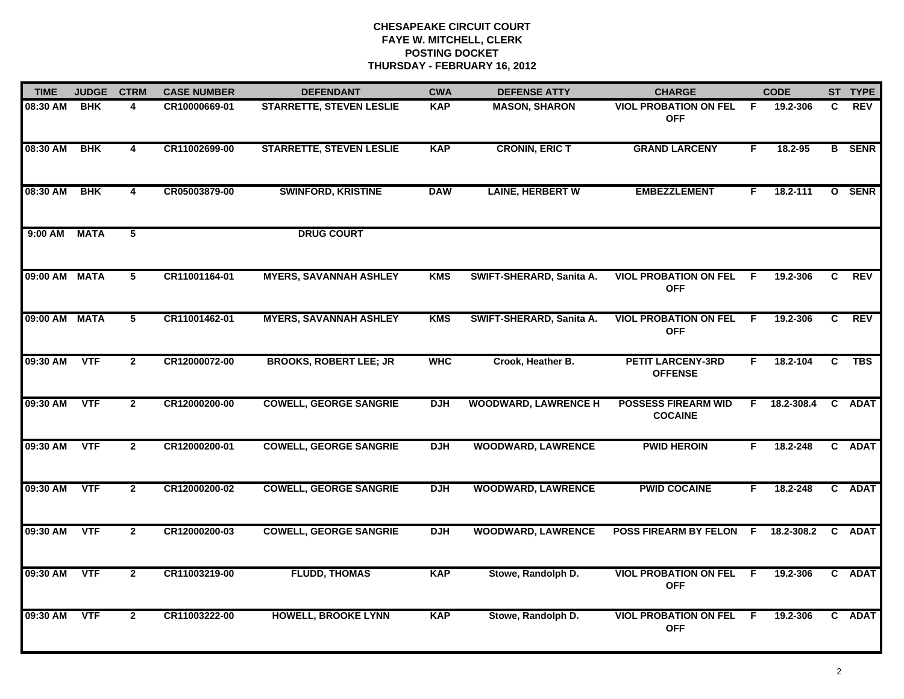# CHESAPEAKE CIRCUIT COURT
## FAYE W. MITCHELL, CLERK
## POSTING DOCKET
## THURSDAY - FEBRUARY 16, 2012

| TIME | JUDGE | CTRM | CASE NUMBER | DEFENDANT | CWA | DEFENSE ATTY | CHARGE | | CODE | ST | TYPE |
|---|---|---|---|---|---|---|---|---|---|---|---|
| 08:30 AM | BHK | 4 | CR10000669-01 | STARRETTE, STEVEN LESLIE | KAP | MASON, SHARON | VIOL PROBATION ON FEL OFF | F | 19.2-306 | C | REV |
| 08:30 AM | BHK | 4 | CR11002699-00 | STARRETTE, STEVEN LESLIE | KAP | CRONIN, ERIC T | GRAND LARCENY | F | 18.2-95 | B | SENR |
| 08:30 AM | BHK | 4 | CR05003879-00 | SWINFORD, KRISTINE | DAW | LAINE, HERBERT W | EMBEZZLEMENT | F | 18.2-111 | O | SENR |
| 9:00 AM | MATA | 5 | | DRUG COURT | | | | | | | |
| 09:00 AM | MATA | 5 | CR11001164-01 | MYERS, SAVANNAH ASHLEY | KMS | SWIFT-SHERARD, Sanita A. | VIOL PROBATION ON FEL OFF | F | 19.2-306 | C | REV |
| 09:00 AM | MATA | 5 | CR11001462-01 | MYERS, SAVANNAH ASHLEY | KMS | SWIFT-SHERARD, Sanita A. | VIOL PROBATION ON FEL OFF | F | 19.2-306 | C | REV |
| 09:30 AM | VTF | 2 | CR12000072-00 | BROOKS, ROBERT LEE; JR | WHC | Crook, Heather B. | PETIT LARCENY-3RD OFFENSE | F | 18.2-104 | C | TBS |
| 09:30 AM | VTF | 2 | CR12000200-00 | COWELL, GEORGE SANGRIE | DJH | WOODWARD, LAWRENCE H | POSSESS FIREARM WID COCAINE | F | 18.2-308.4 | C | ADAT |
| 09:30 AM | VTF | 2 | CR12000200-01 | COWELL, GEORGE SANGRIE | DJH | WOODWARD, LAWRENCE | PWID HEROIN | F | 18.2-248 | C | ADAT |
| 09:30 AM | VTF | 2 | CR12000200-02 | COWELL, GEORGE SANGRIE | DJH | WOODWARD, LAWRENCE | PWID COCAINE | F | 18.2-248 | C | ADAT |
| 09:30 AM | VTF | 2 | CR12000200-03 | COWELL, GEORGE SANGRIE | DJH | WOODWARD, LAWRENCE | POSS FIREARM BY FELON | F | 18.2-308.2 | C | ADAT |
| 09:30 AM | VTF | 2 | CR11003219-00 | FLUDD, THOMAS | KAP | Stowe, Randolph D. | VIOL PROBATION ON FEL OFF | F | 19.2-306 | C | ADAT |
| 09:30 AM | VTF | 2 | CR11003222-00 | HOWELL, BROOKE LYNN | KAP | Stowe, Randolph D. | VIOL PROBATION ON FEL OFF | F | 19.2-306 | C | ADAT |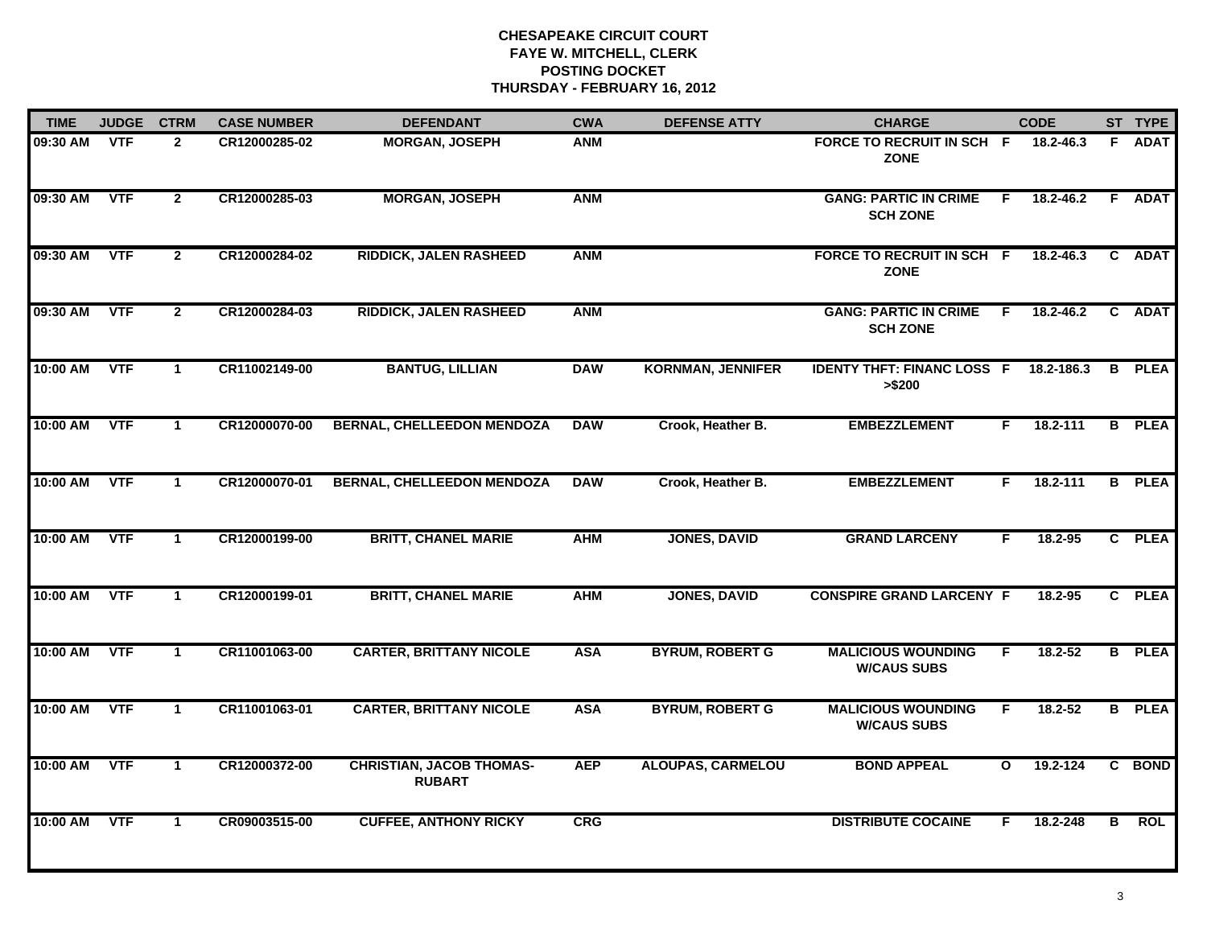**CHESAPEAKE CIRCUIT COURT**
**FAYE W. MITCHELL, CLERK**
**POSTING DOCKET**
**THURSDAY - FEBRUARY 16, 2012**

| TIME | JUDGE | CTRM | CASE NUMBER | DEFENDANT | CWA | DEFENSE ATTY | CHARGE | | CODE | ST | TYPE |
|---|---|---|---|---|---|---|---|---|---|---|---|
| 09:30 AM | VTF | 2 | CR12000285-02 | MORGAN, JOSEPH | ANM | | FORCE TO RECRUIT IN SCH ZONE | F | 18.2-46.3 | F | ADAT |
| 09:30 AM | VTF | 2 | CR12000285-03 | MORGAN, JOSEPH | ANM | | GANG: PARTIC IN CRIME SCH ZONE | F | 18.2-46.2 | F | ADAT |
| 09:30 AM | VTF | 2 | CR12000284-02 | RIDDICK, JALEN RASHEED | ANM | | FORCE TO RECRUIT IN SCH ZONE | F | 18.2-46.3 | C | ADAT |
| 09:30 AM | VTF | 2 | CR12000284-03 | RIDDICK, JALEN RASHEED | ANM | | GANG: PARTIC IN CRIME SCH ZONE | F | 18.2-46.2 | C | ADAT |
| 10:00 AM | VTF | 1 | CR11002149-00 | BANTUG, LILLIAN | DAW | KORNMAN, JENNIFER | IDENTY THFT: FINANC LOSS >$200 | F | 18.2-186.3 | B | PLEA |
| 10:00 AM | VTF | 1 | CR12000070-00 | BERNAL, CHELLEEDON MENDOZA | DAW | Crook, Heather B. | EMBEZZLEMENT | F | 18.2-111 | B | PLEA |
| 10:00 AM | VTF | 1 | CR12000070-01 | BERNAL, CHELLEEDON MENDOZA | DAW | Crook, Heather B. | EMBEZZLEMENT | F | 18.2-111 | B | PLEA |
| 10:00 AM | VTF | 1 | CR12000199-00 | BRITT, CHANEL MARIE | AHM | JONES, DAVID | GRAND LARCENY | F | 18.2-95 | C | PLEA |
| 10:00 AM | VTF | 1 | CR12000199-01 | BRITT, CHANEL MARIE | AHM | JONES, DAVID | CONSPIRE GRAND LARCENY | F | 18.2-95 | C | PLEA |
| 10:00 AM | VTF | 1 | CR11001063-00 | CARTER, BRITTANY NICOLE | ASA | BYRUM, ROBERT G | MALICIOUS WOUNDING W/CAUS SUBS | F | 18.2-52 | B | PLEA |
| 10:00 AM | VTF | 1 | CR11001063-01 | CARTER, BRITTANY NICOLE | ASA | BYRUM, ROBERT G | MALICIOUS WOUNDING W/CAUS SUBS | F | 18.2-52 | B | PLEA |
| 10:00 AM | VTF | 1 | CR12000372-00 | CHRISTIAN, JACOB THOMAS-RUBART | AEP | ALOUPAS, CARMELOU | BOND APPEAL | O | 19.2-124 | C | BOND |
| 10:00 AM | VTF | 1 | CR09003515-00 | CUFFEE, ANTHONY RICKY | CRG | | DISTRIBUTE COCAINE | F | 18.2-248 | B | ROL |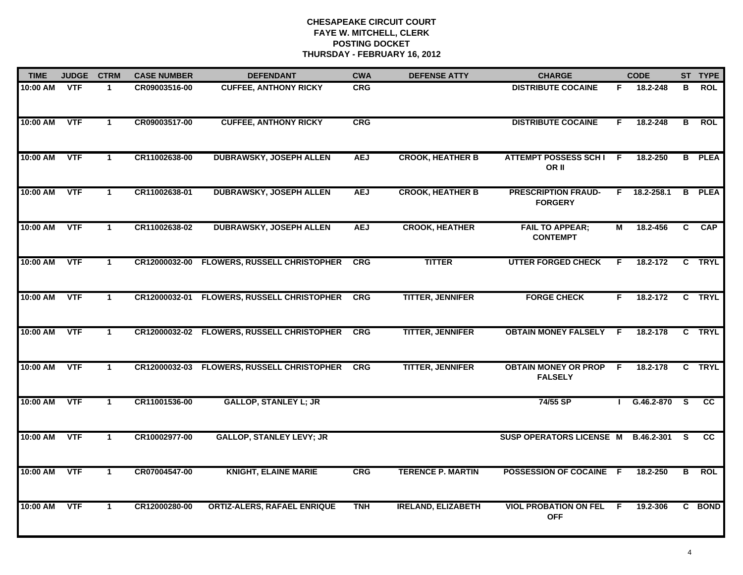# CHESAPEAKE CIRCUIT COURT
## FAYE W. MITCHELL, CLERK
## POSTING DOCKET
## THURSDAY - FEBRUARY 16, 2012

| TIME | JUDGE | CTRM | CASE NUMBER | DEFENDANT | CWA | DEFENSE ATTY | CHARGE | | CODE | ST | TYPE |
|---|---|---|---|---|---|---|---|---|---|---|---|
| 10:00 AM | VTF | 1 | CR09003516-00 | CUFFEE, ANTHONY RICKY | CRG | | DISTRIBUTE COCAINE | F | 18.2-248 | B | ROL |
| 10:00 AM | VTF | 1 | CR09003517-00 | CUFFEE, ANTHONY RICKY | CRG | | DISTRIBUTE COCAINE | F | 18.2-248 | B | ROL |
| 10:00 AM | VTF | 1 | CR11002638-00 | DUBRAWSKY, JOSEPH ALLEN | AEJ | CROOK, HEATHER B | ATTEMPT POSSESS SCH I OR II | F | 18.2-250 | B | PLEA |
| 10:00 AM | VTF | 1 | CR11002638-01 | DUBRAWSKY, JOSEPH ALLEN | AEJ | CROOK, HEATHER B | PRESCRIPTION FRAUD-FORGERY | F | 18.2-258.1 | B | PLEA |
| 10:00 AM | VTF | 1 | CR11002638-02 | DUBRAWSKY, JOSEPH ALLEN | AEJ | CROOK, HEATHER | FAIL TO APPEAR; CONTEMPT | M | 18.2-456 | C | CAP |
| 10:00 AM | VTF | 1 | CR12000032-00 | FLOWERS, RUSSELL CHRISTOPHER | CRG | TITTER | UTTER FORGED CHECK | F | 18.2-172 | C | TRYL |
| 10:00 AM | VTF | 1 | CR12000032-01 | FLOWERS, RUSSELL CHRISTOPHER | CRG | TITTER, JENNIFER | FORGE CHECK | F | 18.2-172 | C | TRYL |
| 10:00 AM | VTF | 1 | CR12000032-02 | FLOWERS, RUSSELL CHRISTOPHER | CRG | TITTER, JENNIFER | OBTAIN MONEY FALSELY | F | 18.2-178 | C | TRYL |
| 10:00 AM | VTF | 1 | CR12000032-03 | FLOWERS, RUSSELL CHRISTOPHER | CRG | TITTER, JENNIFER | OBTAIN MONEY OR PROP FALSELY | F | 18.2-178 | C | TRYL |
| 10:00 AM | VTF | 1 | CR11001536-00 | GALLOP, STANLEY L; JR | | | 74/55 SP | I | G.46.2-870 | S | CC |
| 10:00 AM | VTF | 1 | CR10002977-00 | GALLOP, STANLEY LEVY; JR | | | SUSP OPERATORS LICENSE | M | B.46.2-301 | S | CC |
| 10:00 AM | VTF | 1 | CR07004547-00 | KNIGHT, ELAINE MARIE | CRG | TERENCE P. MARTIN | POSSESSION OF COCAINE | F | 18.2-250 | B | ROL |
| 10:00 AM | VTF | 1 | CR12000280-00 | ORTIZ-ALERS, RAFAEL ENRIQUE | TNH | IRELAND, ELIZABETH | VIOL PROBATION ON FEL OFF | F | 19.2-306 | C | BOND |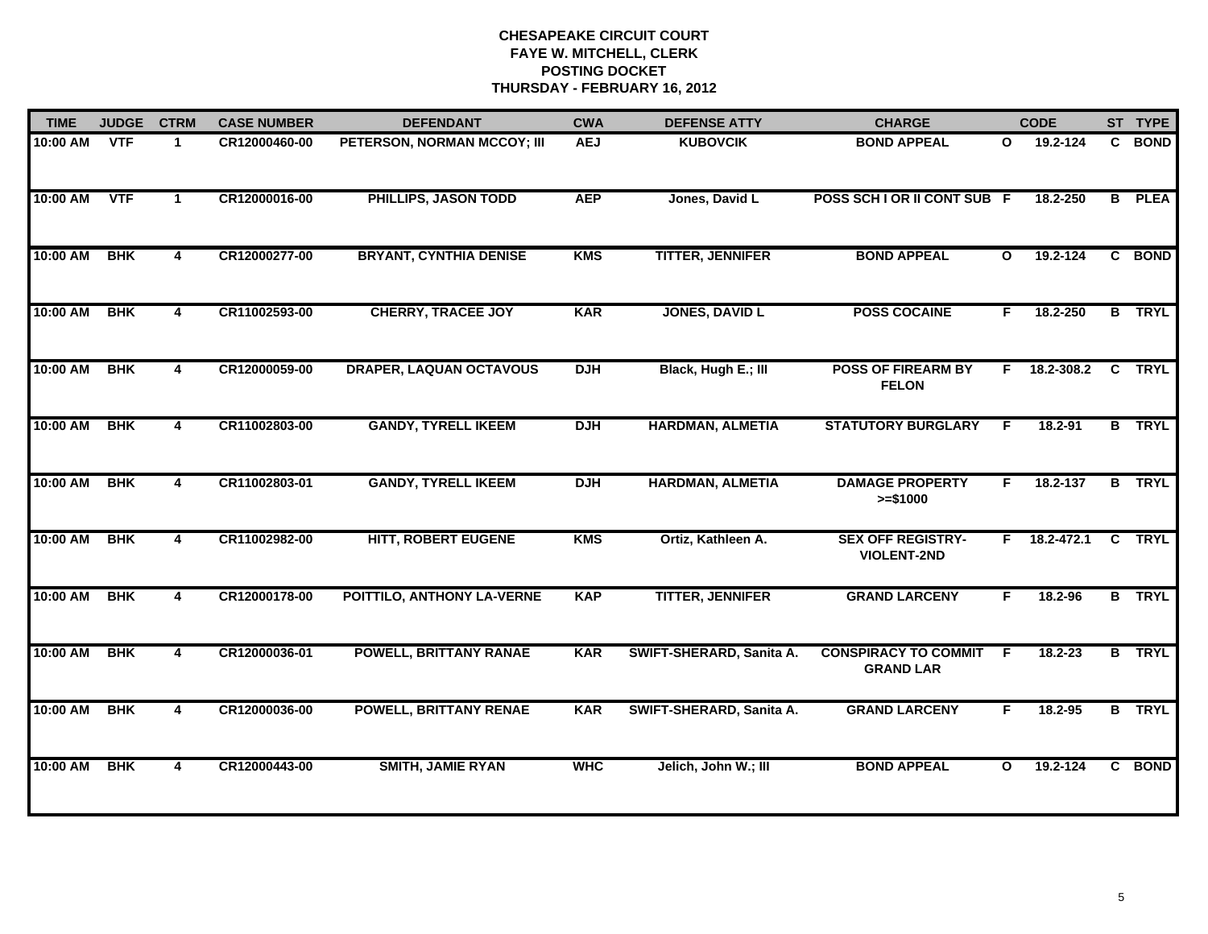**CHESAPEAKE CIRCUIT COURT**
**FAYE W. MITCHELL, CLERK**
**POSTING DOCKET**
**THURSDAY - FEBRUARY 16, 2012**

| TIME | JUDGE | CTRM | CASE NUMBER | DEFENDANT | CWA | DEFENSE ATTY | CHARGE | | CODE | ST | TYPE |
|---|---|---|---|---|---|---|---|---|---|---|---|
| 10:00 AM | VTF | 1 | CR12000460-00 | PETERSON, NORMAN MCCOY; III | AEJ | KUBOVCIK | BOND APPEAL | O | 19.2-124 | C | BOND |
| 10:00 AM | VTF | 1 | CR12000016-00 | PHILLIPS, JASON TODD | AEP | Jones, David L | POSS SCH I OR II CONT SUB | F | 18.2-250 | B | PLEA |
| 10:00 AM | BHK | 4 | CR12000277-00 | BRYANT, CYNTHIA DENISE | KMS | TITTER, JENNIFER | BOND APPEAL | O | 19.2-124 | C | BOND |
| 10:00 AM | BHK | 4 | CR11002593-00 | CHERRY, TRACEE JOY | KAR | JONES, DAVID L | POSS COCAINE | F | 18.2-250 | B | TRYL |
| 10:00 AM | BHK | 4 | CR12000059-00 | DRAPER, LAQUAN OCTAVOUS | DJH | Black, Hugh E.; III | POSS OF FIREARM BY FELON | F | 18.2-308.2 | C | TRYL |
| 10:00 AM | BHK | 4 | CR11002803-00 | GANDY, TYRELL IKEEM | DJH | HARDMAN, ALMETIA | STATUTORY BURGLARY | F | 18.2-91 | B | TRYL |
| 10:00 AM | BHK | 4 | CR11002803-01 | GANDY, TYRELL IKEEM | DJH | HARDMAN, ALMETIA | DAMAGE PROPERTY >=$1000 | F | 18.2-137 | B | TRYL |
| 10:00 AM | BHK | 4 | CR11002982-00 | HITT, ROBERT EUGENE | KMS | Ortiz, Kathleen A. | SEX OFF REGISTRY-VIOLENT-2ND | F | 18.2-472.1 | C | TRYL |
| 10:00 AM | BHK | 4 | CR12000178-00 | POITTILO, ANTHONY LA-VERNE | KAP | TITTER, JENNIFER | GRAND LARCENY | F | 18.2-96 | B | TRYL |
| 10:00 AM | BHK | 4 | CR12000036-01 | POWELL, BRITTANY RANAE | KAR | SWIFT-SHERARD, Sanita A. | CONSPIRACY TO COMMIT GRAND LAR | F | 18.2-23 | B | TRYL |
| 10:00 AM | BHK | 4 | CR12000036-00 | POWELL, BRITTANY RENAE | KAR | SWIFT-SHERARD, Sanita A. | GRAND LARCENY | F | 18.2-95 | B | TRYL |
| 10:00 AM | BHK | 4 | CR12000443-00 | SMITH, JAMIE RYAN | WHC | Jelich, John W.; III | BOND APPEAL | O | 19.2-124 | C | BOND |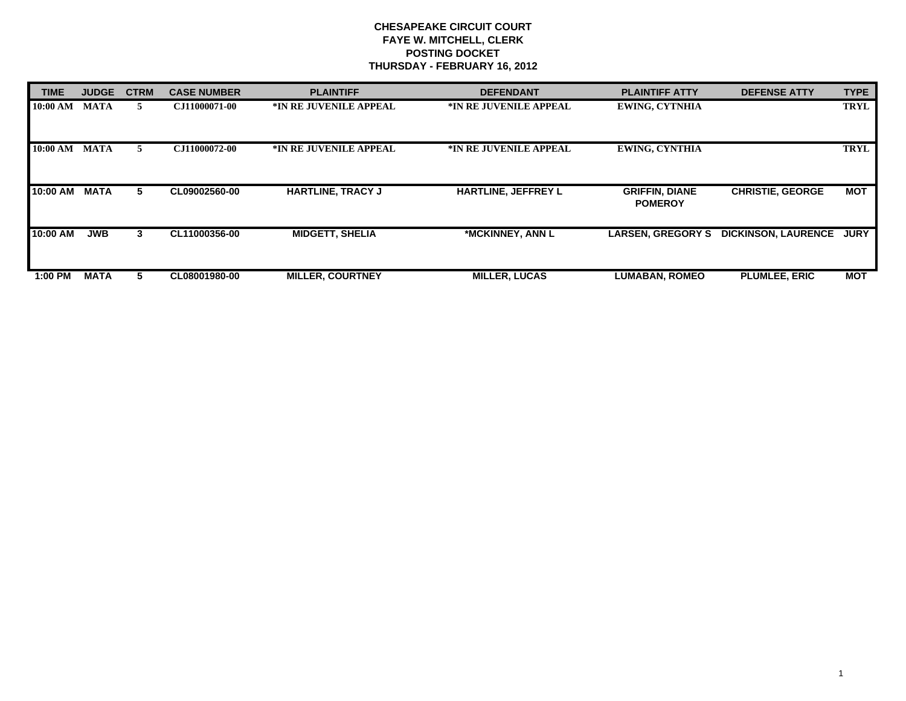**CHESAPEAKE CIRCUIT COURT**
**FAYE W. MITCHELL, CLERK**
**POSTING DOCKET**
**THURSDAY - FEBRUARY 16, 2012**

| TIME | JUDGE | CTRM | CASE NUMBER | PLAINTIFF | DEFENDANT | PLAINTIFF ATTY | DEFENSE ATTY | TYPE |
|---|---|---|---|---|---|---|---|---|
| 10:00 AM | MATA | 5 | CJ11000071-00 | *IN RE JUVENILE APPEAL | *IN RE JUVENILE APPEAL | EWING, CYTNHIA | | TRYL |
| 10:00 AM | MATA | 5 | CJ11000072-00 | *IN RE JUVENILE APPEAL | *IN RE JUVENILE APPEAL | EWING, CYNTHIA | | TRYL |
| 10:00 AM | MATA | 5 | CL09002560-00 | HARTLINE, TRACY J | HARTLINE, JEFFREY L | GRIFFIN, DIANE POMEROY | CHRISTIE, GEORGE | MOT |
| 10:00 AM | JWB | 3 | CL11000356-00 | MIDGETT, SHELIA | *MCKINNEY, ANN L | LARSEN, GREGORY S | DICKINSON, LAURENCE | JURY |
| 1:00 PM | MATA | 5 | CL08001980-00 | MILLER, COURTNEY | MILLER, LUCAS | LUMABAN, ROMEO | PLUMLEE, ERIC | MOT |